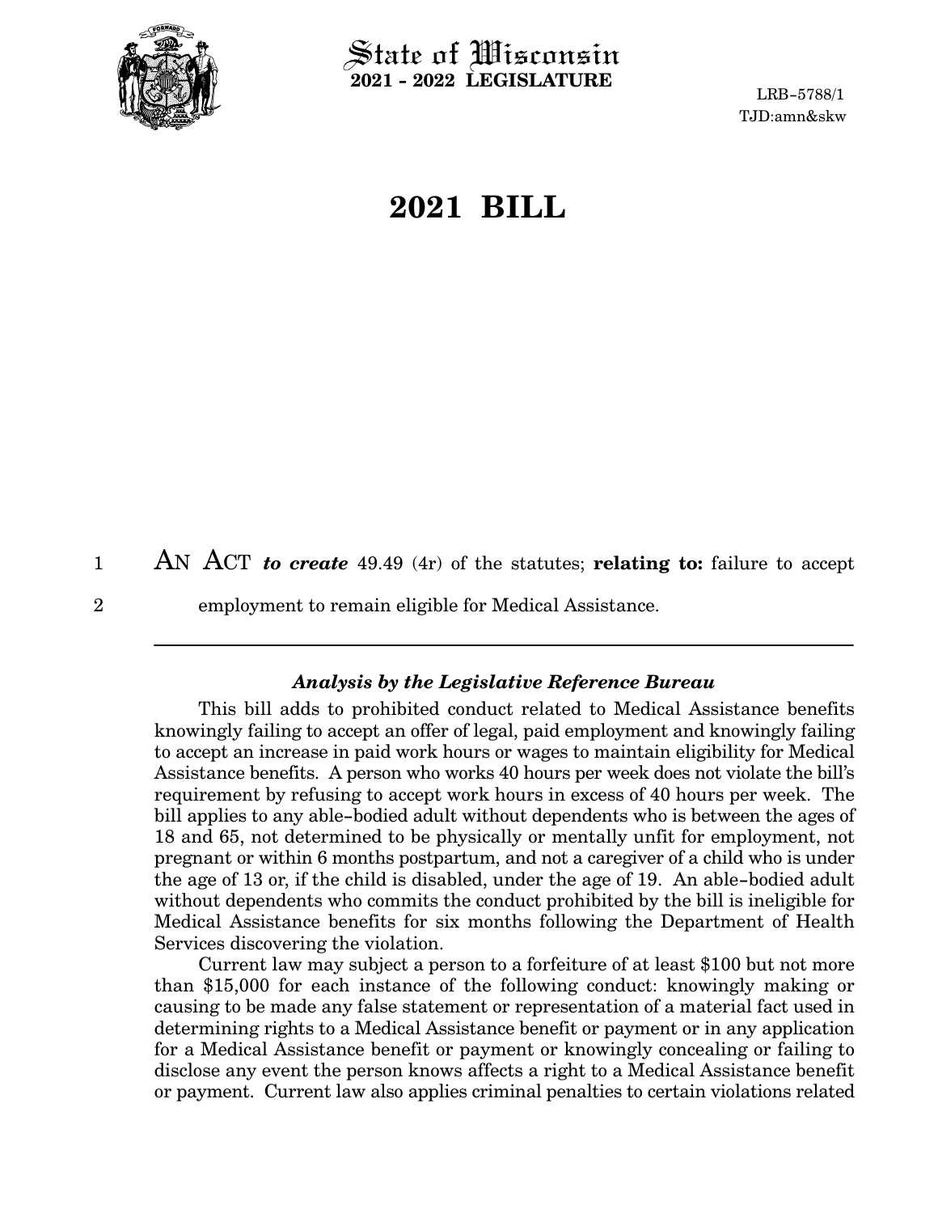State of Wisconsin
**2021 - 2022 LEGISLATURE**

LRB-5788/1
TJD:amn&skw

# 2021 BILL

AN ACT ***to create*** 49.49 (4r) of the statutes; **relating to:** failure to accept employment to remain eligible for Medical Assistance.

---

### *Analysis by the Legislative Reference Bureau*

This bill adds to prohibited conduct related to Medical Assistance benefits knowingly failing to accept an offer of legal, paid employment and knowingly failing to accept an increase in paid work hours or wages to maintain eligibility for Medical Assistance benefits. A person who works 40 hours per week does not violate the bill's requirement by refusing to accept work hours in excess of 40 hours per week. The bill applies to any able-bodied adult without dependents who is between the ages of 18 and 65, not determined to be physically or mentally unfit for employment, not pregnant or within 6 months postpartum, and not a caregiver of a child who is under the age of 13 or, if the child is disabled, under the age of 19. An able-bodied adult without dependents who commits the conduct prohibited by the bill is ineligible for Medical Assistance benefits for six months following the Department of Health Services discovering the violation.

Current law may subject a person to a forfeiture of at least $100 but not more than $15,000 for each instance of the following conduct: knowingly making or causing to be made any false statement or representation of a material fact used in determining rights to a Medical Assistance benefit or payment or in any application for a Medical Assistance benefit or payment or knowingly concealing or failing to disclose any event the person knows affects a right to a Medical Assistance benefit or payment. Current law also applies criminal penalties to certain violations related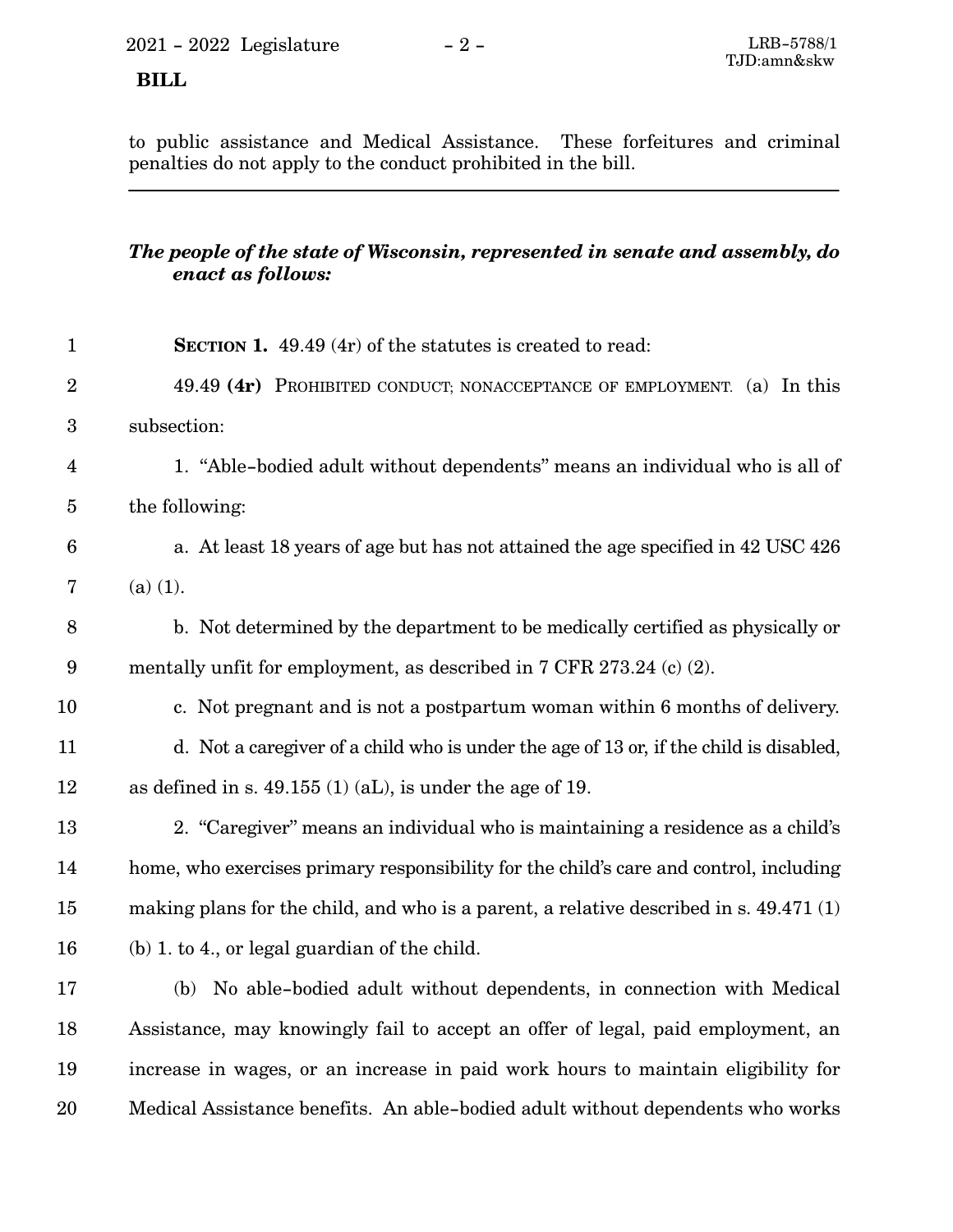to public assistance and Medical Assistance. These forfeitures and criminal penalties do not apply to the conduct prohibited in the bill.

---

***The people of the state of Wisconsin, represented in senate and assembly, do enact as follows:***

**SECTION 1.** 49.49 (4r) of the statutes is created to read:

49.49 **(4r)** PROHIBITED CONDUCT; NONACCEPTANCE OF EMPLOYMENT. (a) In this subsection:

1. "Able-bodied adult without dependents" means an individual who is all of the following:

a. At least 18 years of age but has not attained the age specified in 42 USC 426 (a) (1).

b. Not determined by the department to be medically certified as physically or mentally unfit for employment, as described in 7 CFR 273.24 (c) (2).

c. Not pregnant and is not a postpartum woman within 6 months of delivery.

d. Not a caregiver of a child who is under the age of 13 or, if the child is disabled, as defined in s. 49.155 (1) (aL), is under the age of 19.

2. "Caregiver" means an individual who is maintaining a residence as a child's home, who exercises primary responsibility for the child's care and control, including making plans for the child, and who is a parent, a relative described in s. 49.471 (1) (b) 1. to 4., or legal guardian of the child.

(b) No able-bodied adult without dependents, in connection with Medical Assistance, may knowingly fail to accept an offer of legal, paid employment, an increase in wages, or an increase in paid work hours to maintain eligibility for Medical Assistance benefits. An able-bodied adult without dependents who works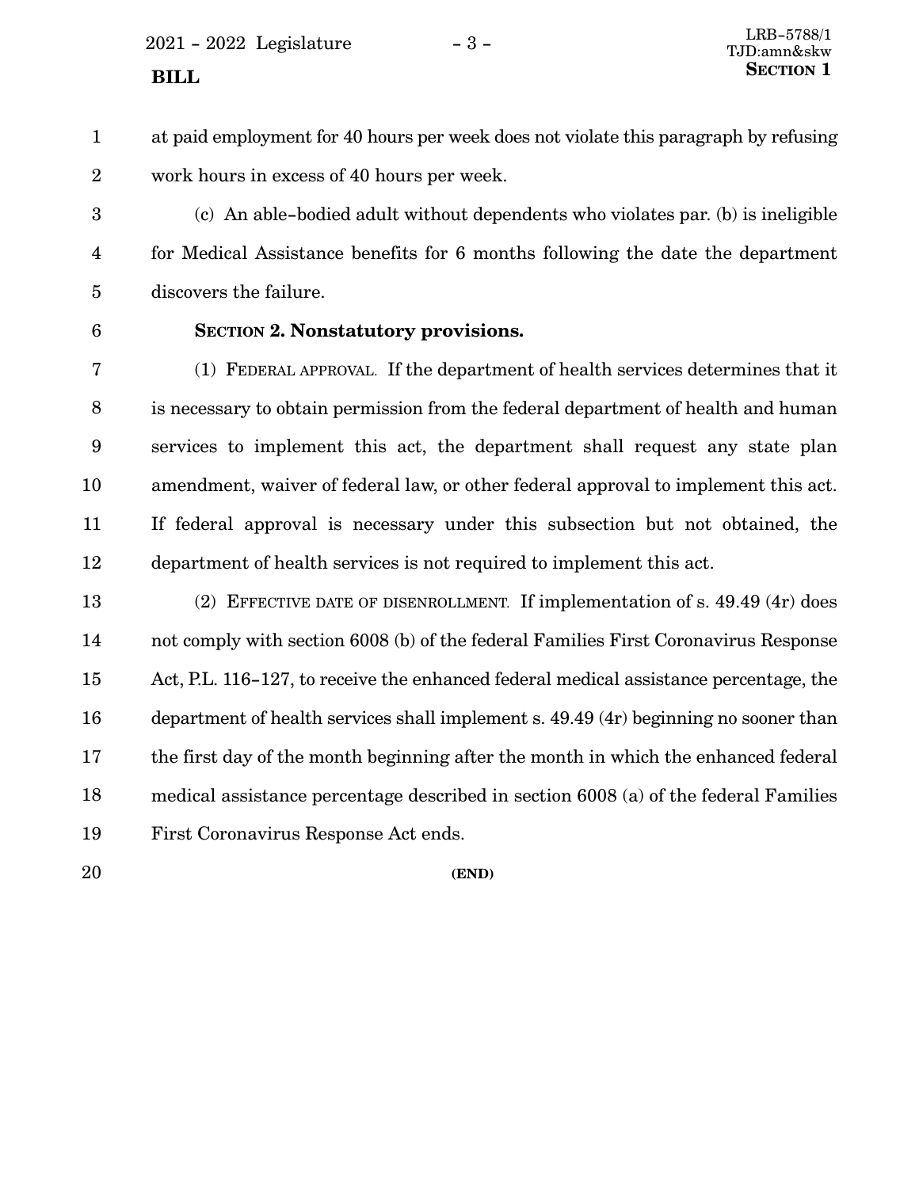at paid employment for 40 hours per week does not violate this paragraph by refusing work hours in excess of 40 hours per week.

(c) An able-bodied adult without dependents who violates par. (b) is ineligible for Medical Assistance benefits for 6 months following the date the department discovers the failure.

**SECTION 2. Nonstatutory provisions.**

(1) FEDERAL APPROVAL. If the department of health services determines that it is necessary to obtain permission from the federal department of health and human services to implement this act, the department shall request any state plan amendment, waiver of federal law, or other federal approval to implement this act. If federal approval is necessary under this subsection but not obtained, the department of health services is not required to implement this act.

(2) EFFECTIVE DATE OF DISENROLLMENT. If implementation of s. 49.49 (4r) does not comply with section 6008 (b) of the federal Families First Coronavirus Response Act, P.L. 116-127, to receive the enhanced federal medical assistance percentage, the department of health services shall implement s. 49.49 (4r) beginning no sooner than the first day of the month beginning after the month in which the enhanced federal medical assistance percentage described in section 6008 (a) of the federal Families First Coronavirus Response Act ends.

**(END)**